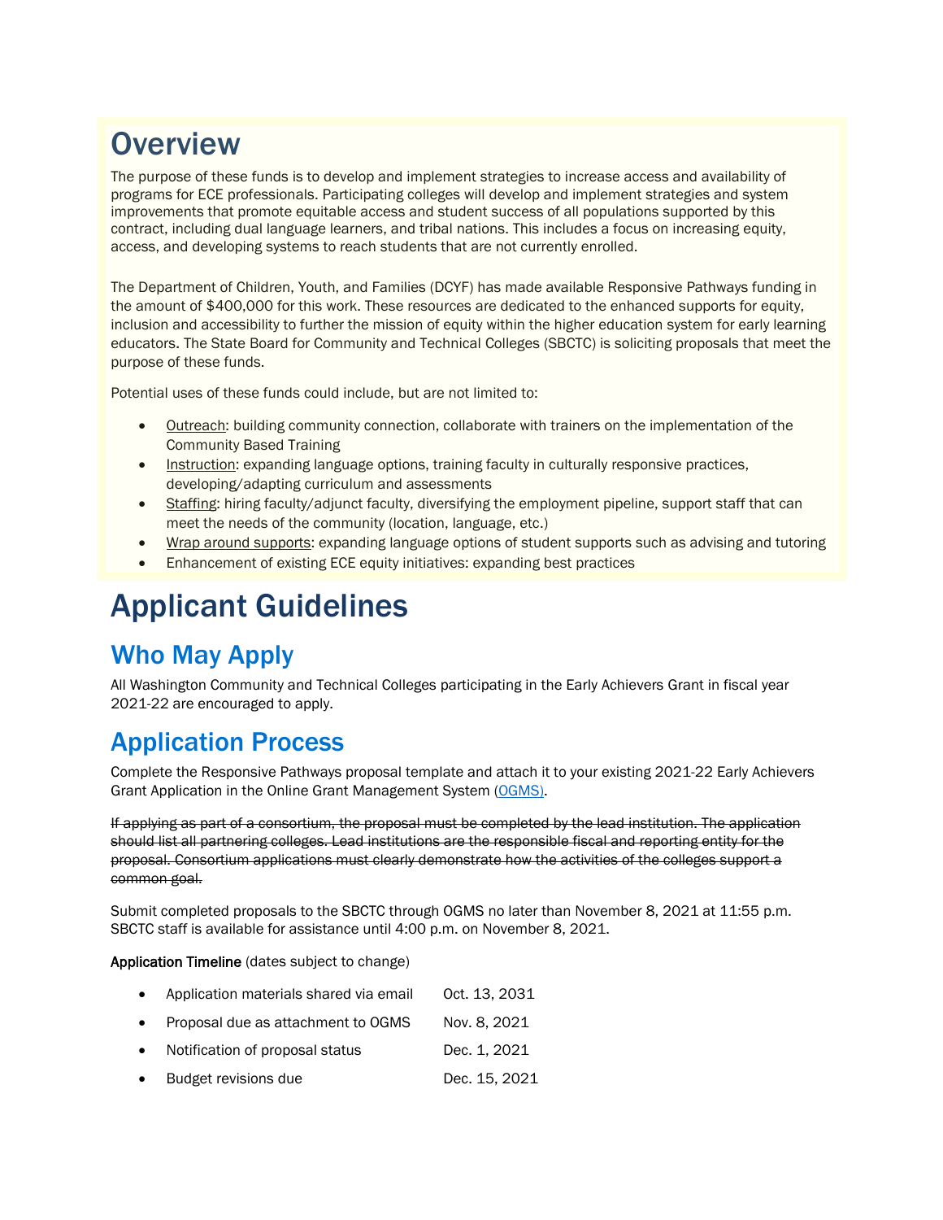# Overview

The purpose of these funds is to develop and implement strategies to increase access and availability of programs for ECE professionals. Participating colleges will develop and implement strategies and system improvements that promote equitable access and student success of all populations supported by this contract, including dual language learners, and tribal nations. This includes a focus on increasing equity, access, and developing systems to reach students that are not currently enrolled.

The Department of Children, Youth, and Families (DCYF) has made available Responsive Pathways funding in the amount of $400,000 for this work. These resources are dedicated to the enhanced supports for equity, inclusion and accessibility to further the mission of equity within the higher education system for early learning educators. The State Board for Community and Technical Colleges (SBCTC) is soliciting proposals that meet the purpose of these funds.

Potential uses of these funds could include, but are not limited to:

- <u>Outreach</u>: building community connection, collaborate with trainers on the implementation of the Community Based Training
- <u>Instruction</u>: expanding language options, training faculty in culturally responsive practices, developing/adapting curriculum and assessments
- <u>Staffing</u>: hiring faculty/adjunct faculty, diversifying the employment pipeline, support staff that can meet the needs of the community (location, language, etc.)
- <u>Wrap around supports</u>: expanding language options of student supports such as advising and tutoring
- Enhancement of existing ECE equity initiatives: expanding best practices

# Applicant Guidelines

## Who May Apply

All Washington Community and Technical Colleges participating in the Early Achievers Grant in fiscal year 2021-22 are encouraged to apply.

## Application Process

Complete the Responsive Pathways proposal template and attach it to your existing 2021-22 Early Achievers Grant Application in the Online Grant Management System (OGMS).

~~If applying as part of a consortium, the proposal must be completed by the lead institution. The application should list all partnering colleges. Lead institutions are the responsible fiscal and reporting entity for the proposal. Consortium applications must clearly demonstrate how the activities of the colleges support a common goal.~~

Submit completed proposals to the SBCTC through OGMS no later than November 8, 2021 at 11:55 p.m. SBCTC staff is available for assistance until 4:00 p.m. on November 8, 2021.

**Application Timeline** (dates subject to change)

- Application materials shared via email Oct. 13, 2031
- Proposal due as attachment to OGMS Nov. 8, 2021
- Notification of proposal status Dec. 1, 2021
- Budget revisions due Dec. 15, 2021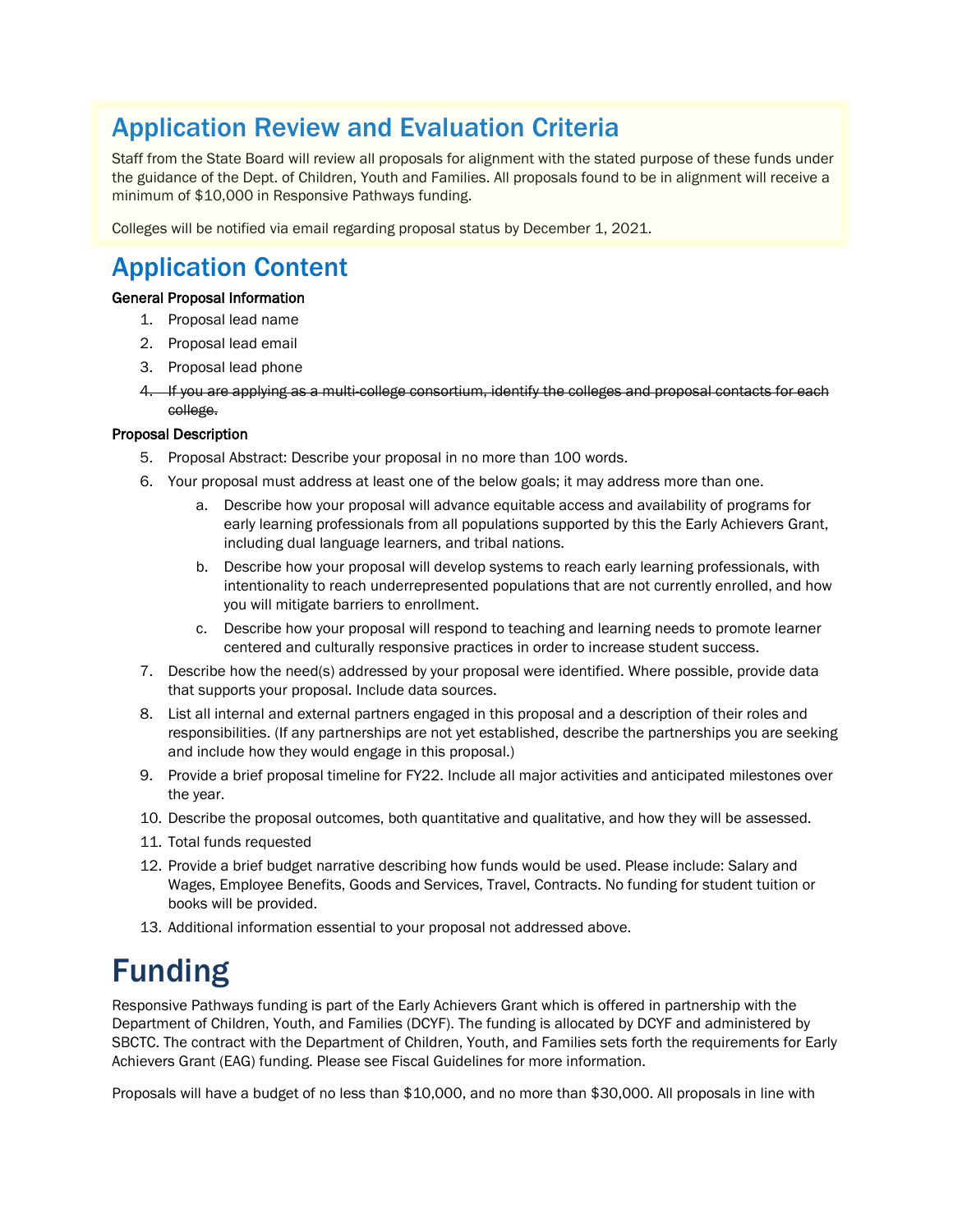## Application Review and Evaluation Criteria

Staff from the State Board will review all proposals for alignment with the stated purpose of these funds under the guidance of the Dept. of Children, Youth and Families. All proposals found to be in alignment will receive a minimum of $10,000 in Responsive Pathways funding.

Colleges will be notified via email regarding proposal status by December 1, 2021.

## Application Content

**General Proposal Information**

1. Proposal lead name
2. Proposal lead email
3. Proposal lead phone
4. ~~If you are applying as a multi-college consortium, identify the colleges and proposal contacts for each college.~~

**Proposal Description**

5. Proposal Abstract: Describe your proposal in no more than 100 words.
6. Your proposal must address at least one of the below goals; it may address more than one.
    a. Describe how your proposal will advance equitable access and availability of programs for early learning professionals from all populations supported by this the Early Achievers Grant, including dual language learners, and tribal nations.
    b. Describe how your proposal will develop systems to reach early learning professionals, with intentionality to reach underrepresented populations that are not currently enrolled, and how you will mitigate barriers to enrollment.
    c. Describe how your proposal will respond to teaching and learning needs to promote learner centered and culturally responsive practices in order to increase student success.
7. Describe how the need(s) addressed by your proposal were identified. Where possible, provide data that supports your proposal. Include data sources.
8. List all internal and external partners engaged in this proposal and a description of their roles and responsibilities. (If any partnerships are not yet established, describe the partnerships you are seeking and include how they would engage in this proposal.)
9. Provide a brief proposal timeline for FY22. Include all major activities and anticipated milestones over the year.
10. Describe the proposal outcomes, both quantitative and qualitative, and how they will be assessed.
11. Total funds requested
12. Provide a brief budget narrative describing how funds would be used. Please include: Salary and Wages, Employee Benefits, Goods and Services, Travel, Contracts. No funding for student tuition or books will be provided.
13. Additional information essential to your proposal not addressed above.

# Funding

Responsive Pathways funding is part of the Early Achievers Grant which is offered in partnership with the Department of Children, Youth, and Families (DCYF). The funding is allocated by DCYF and administered by SBCTC. The contract with the Department of Children, Youth, and Families sets forth the requirements for Early Achievers Grant (EAG) funding. Please see Fiscal Guidelines for more information.

Proposals will have a budget of no less than $10,000, and no more than $30,000. All proposals in line with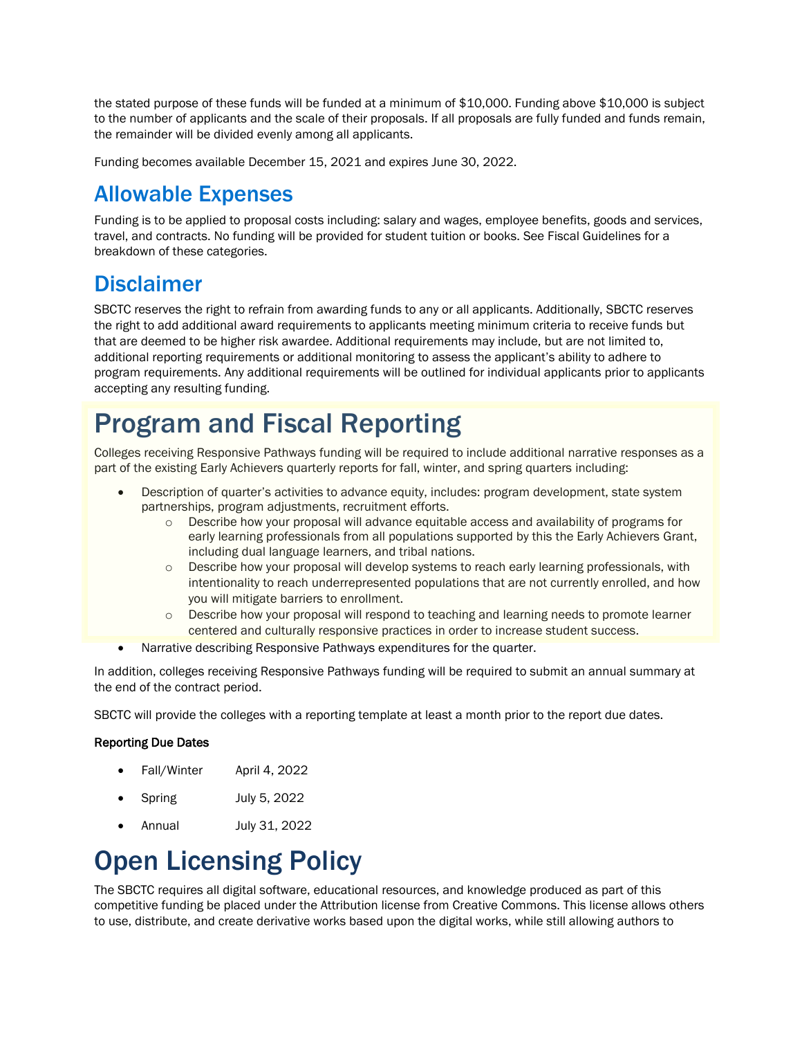the stated purpose of these funds will be funded at a minimum of $10,000. Funding above $10,000 is subject to the number of applicants and the scale of their proposals. If all proposals are fully funded and funds remain, the remainder will be divided evenly among all applicants.

Funding becomes available December 15, 2021 and expires June 30, 2022.

## Allowable Expenses

Funding is to be applied to proposal costs including: salary and wages, employee benefits, goods and services, travel, and contracts. No funding will be provided for student tuition or books. See Fiscal Guidelines for a breakdown of these categories.

## Disclaimer

SBCTC reserves the right to refrain from awarding funds to any or all applicants. Additionally, SBCTC reserves the right to add additional award requirements to applicants meeting minimum criteria to receive funds but that are deemed to be higher risk awardee. Additional requirements may include, but are not limited to, additional reporting requirements or additional monitoring to assess the applicant's ability to adhere to program requirements. Any additional requirements will be outlined for individual applicants prior to applicants accepting any resulting funding.

# Program and Fiscal Reporting

Colleges receiving Responsive Pathways funding will be required to include additional narrative responses as a part of the existing Early Achievers quarterly reports for fall, winter, and spring quarters including:

- Description of quarter's activities to advance equity, includes: program development, state system partnerships, program adjustments, recruitment efforts.
  - Describe how your proposal will advance equitable access and availability of programs for early learning professionals from all populations supported by this the Early Achievers Grant, including dual language learners, and tribal nations.
  - Describe how your proposal will develop systems to reach early learning professionals, with intentionality to reach underrepresented populations that are not currently enrolled, and how you will mitigate barriers to enrollment.
  - Describe how your proposal will respond to teaching and learning needs to promote learner centered and culturally responsive practices in order to increase student success.
- Narrative describing Responsive Pathways expenditures for the quarter.

In addition, colleges receiving Responsive Pathways funding will be required to submit an annual summary at the end of the contract period.

SBCTC will provide the colleges with a reporting template at least a month prior to the report due dates.

**Reporting Due Dates**

- Fall/Winter April 4, 2022
- Spring July 5, 2022
- Annual July 31, 2022

# Open Licensing Policy

The SBCTC requires all digital software, educational resources, and knowledge produced as part of this competitive funding be placed under the Attribution license from Creative Commons. This license allows others to use, distribute, and create derivative works based upon the digital works, while still allowing authors to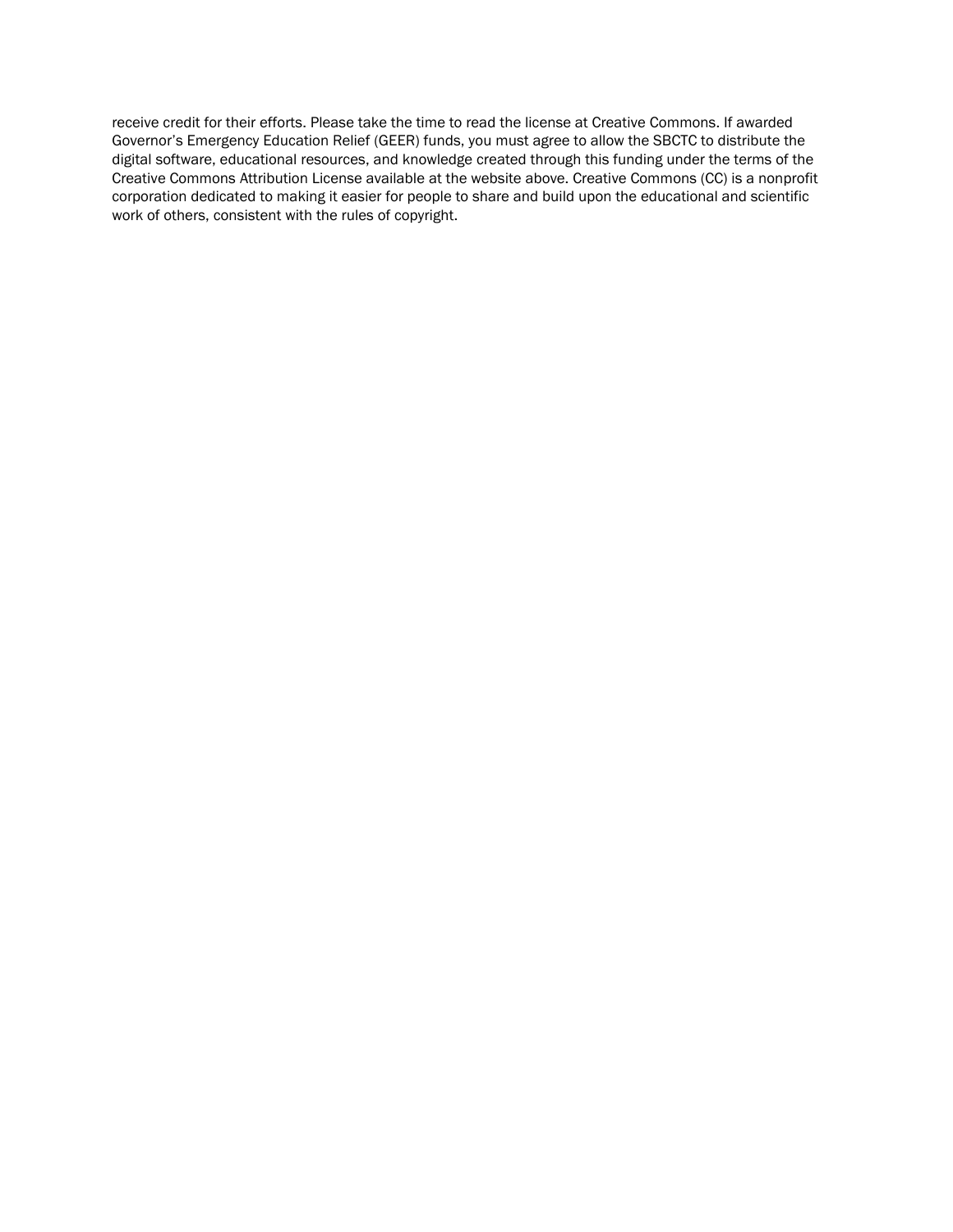receive credit for their efforts. Please take the time to read the license at Creative Commons. If awarded Governor's Emergency Education Relief (GEER) funds, you must agree to allow the SBCTC to distribute the digital software, educational resources, and knowledge created through this funding under the terms of the Creative Commons Attribution License available at the website above. Creative Commons (CC) is a nonprofit corporation dedicated to making it easier for people to share and build upon the educational and scientific work of others, consistent with the rules of copyright.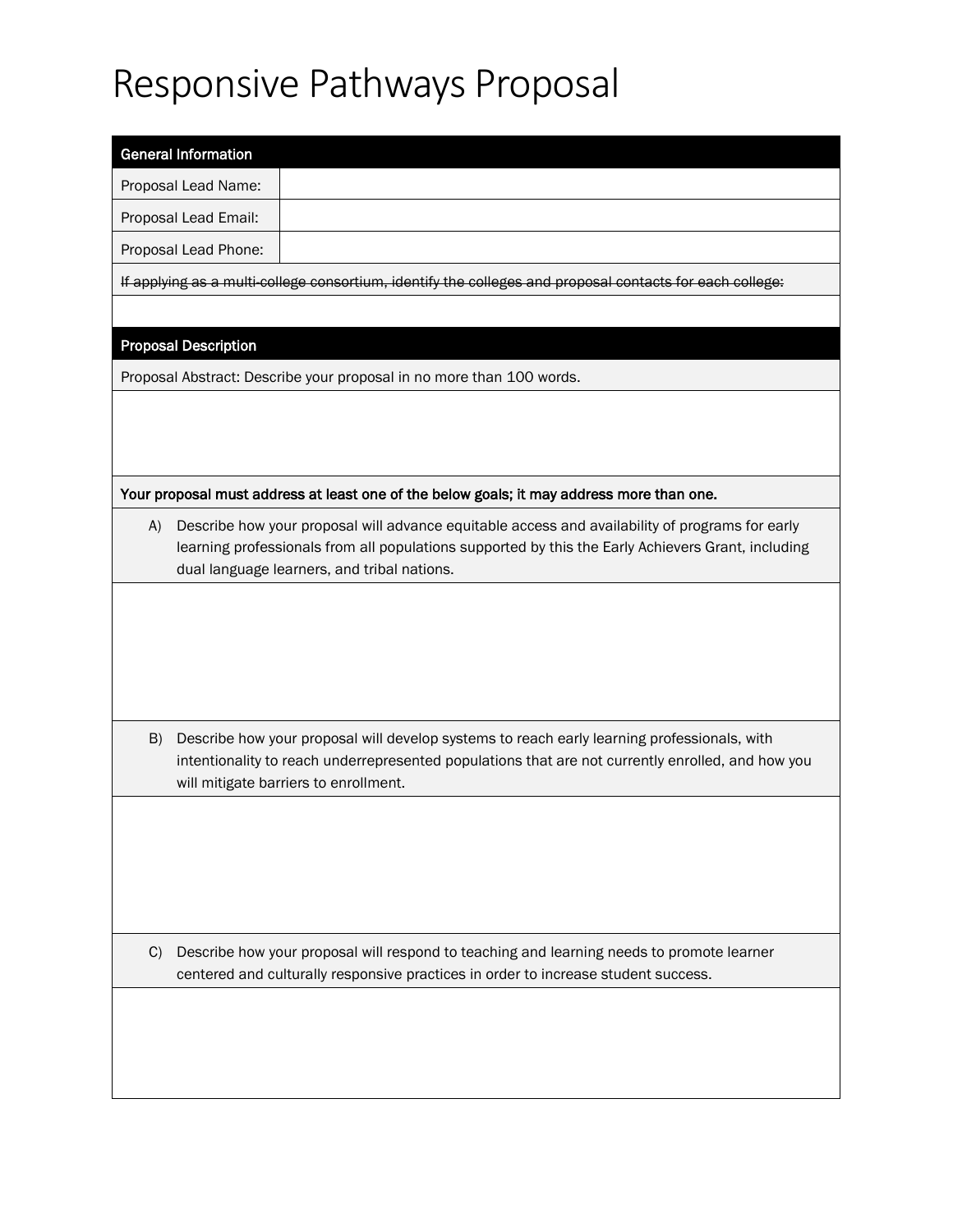# Responsive Pathways Proposal

| General Information | |
|---|---|
| Proposal Lead Name: | |
| Proposal Lead Email: | |
| Proposal Lead Phone: | |
| ~~If applying as a multi-college consortium, identify the colleges and proposal contacts for each college:~~ | |
| | |

| Proposal Description |
|---|
| Proposal Abstract: Describe your proposal in no more than 100 words. |
| |
| **Your proposal must address at least one of the below goals; it may address more than one.** |
| A) Describe how your proposal will advance equitable access and availability of programs for early learning professionals from all populations supported by this the Early Achievers Grant, including dual language learners, and tribal nations. |
| |
| B) Describe how your proposal will develop systems to reach early learning professionals, with intentionality to reach underrepresented populations that are not currently enrolled, and how you will mitigate barriers to enrollment. |
| |
| C) Describe how your proposal will respond to teaching and learning needs to promote learner centered and culturally responsive practices in order to increase student success. |
| |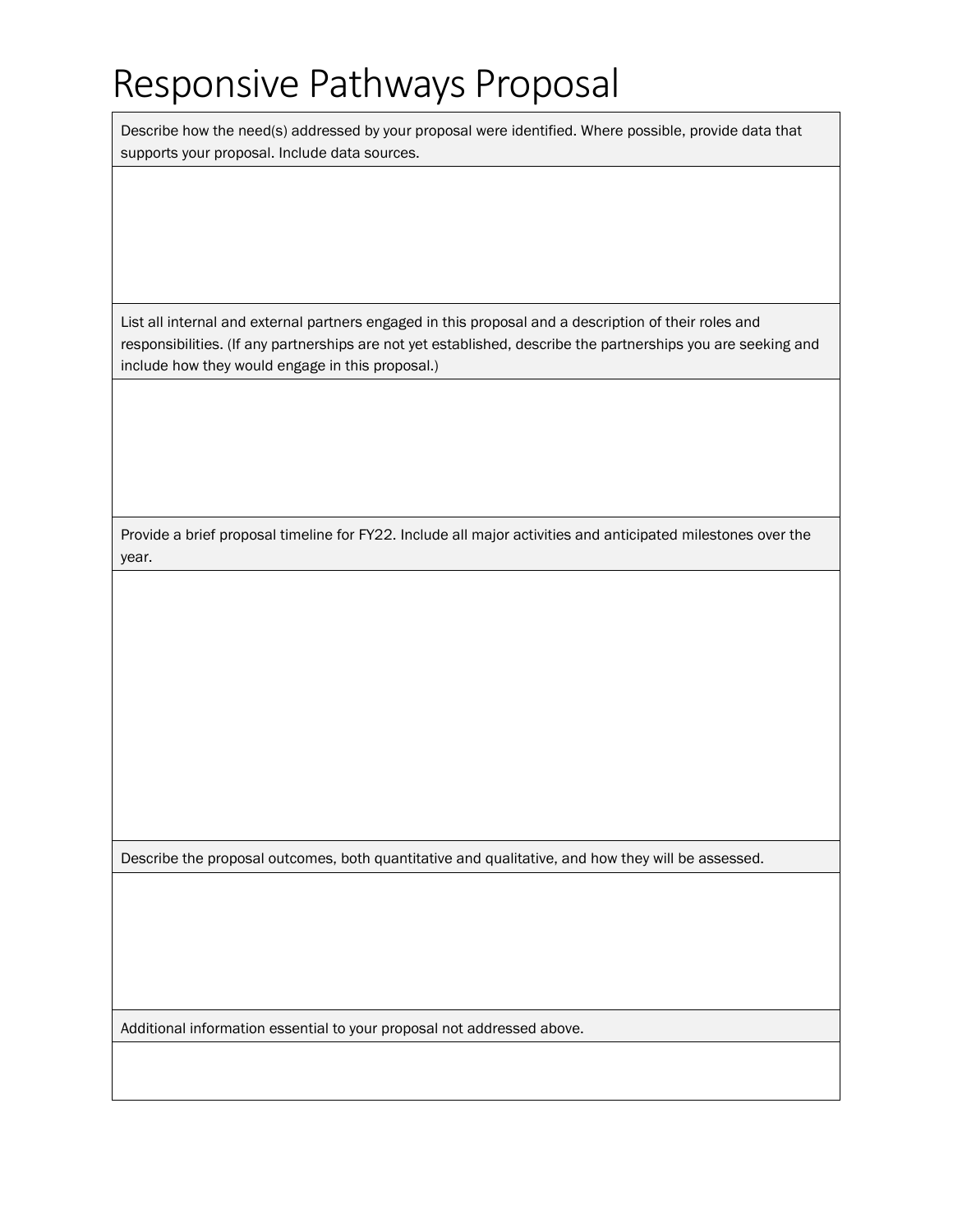# Responsive Pathways Proposal

| Describe how the need(s) addressed by your proposal were identified. Where possible, provide data that supports your proposal. Include data sources. |
| --- |
| |
| List all internal and external partners engaged in this proposal and a description of their roles and responsibilities. (If any partnerships are not yet established, describe the partnerships you are seeking and include how they would engage in this proposal.) |
| |
| Provide a brief proposal timeline for FY22. Include all major activities and anticipated milestones over the year. |
| |
| Describe the proposal outcomes, both quantitative and qualitative, and how they will be assessed. |
| |
| Additional information essential to your proposal not addressed above. |
| |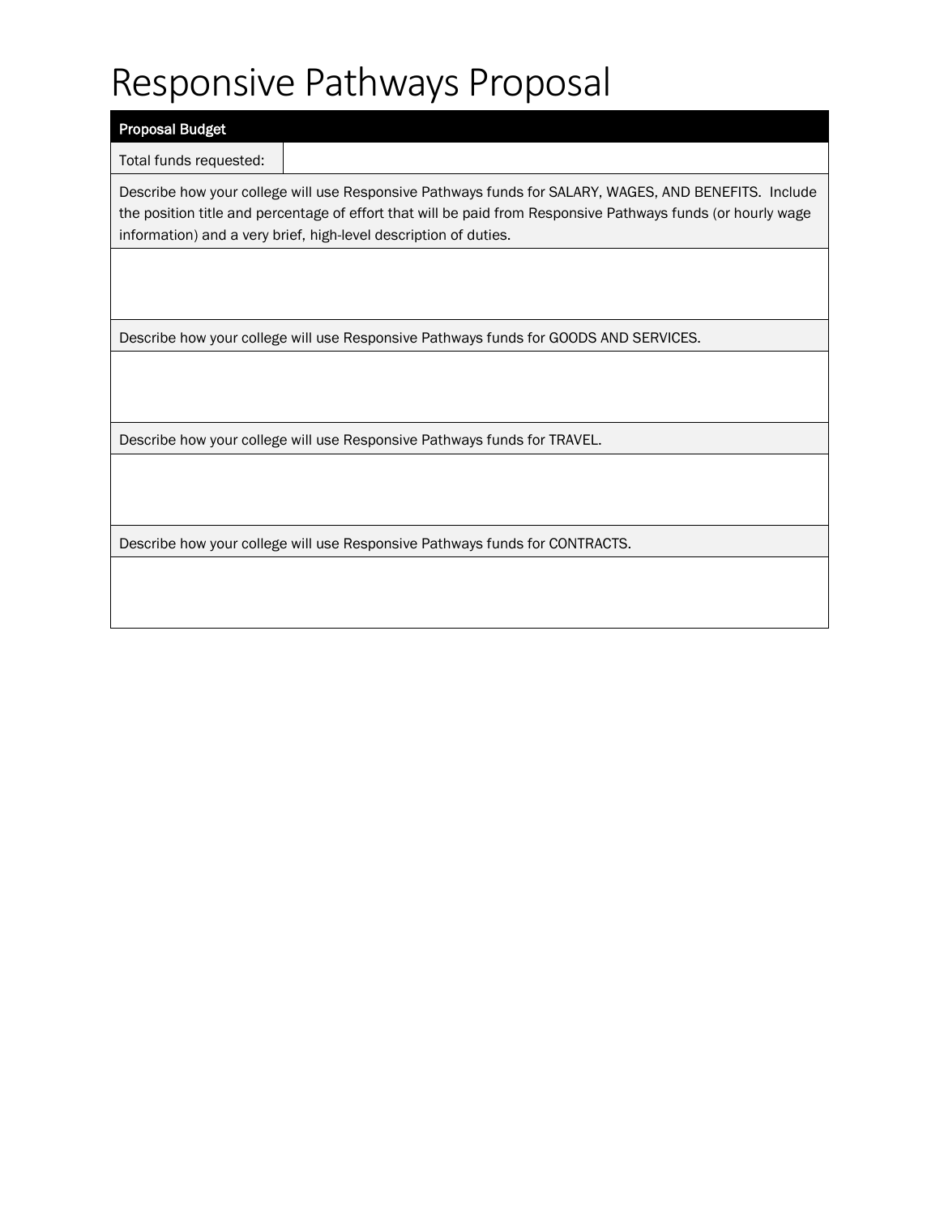# Responsive Pathways Proposal

| Proposal Budget | |
|---|---|
| Total funds requested: | |
| Describe how your college will use Responsive Pathways funds for SALARY, WAGES, AND BENEFITS. Include the position title and percentage of effort that will be paid from Responsive Pathways funds (or hourly wage information) and a very brief, high-level description of duties. | |
| | |
| Describe how your college will use Responsive Pathways funds for GOODS AND SERVICES. | |
| | |
| Describe how your college will use Responsive Pathways funds for TRAVEL. | |
| | |
| Describe how your college will use Responsive Pathways funds for CONTRACTS. | |
| | |